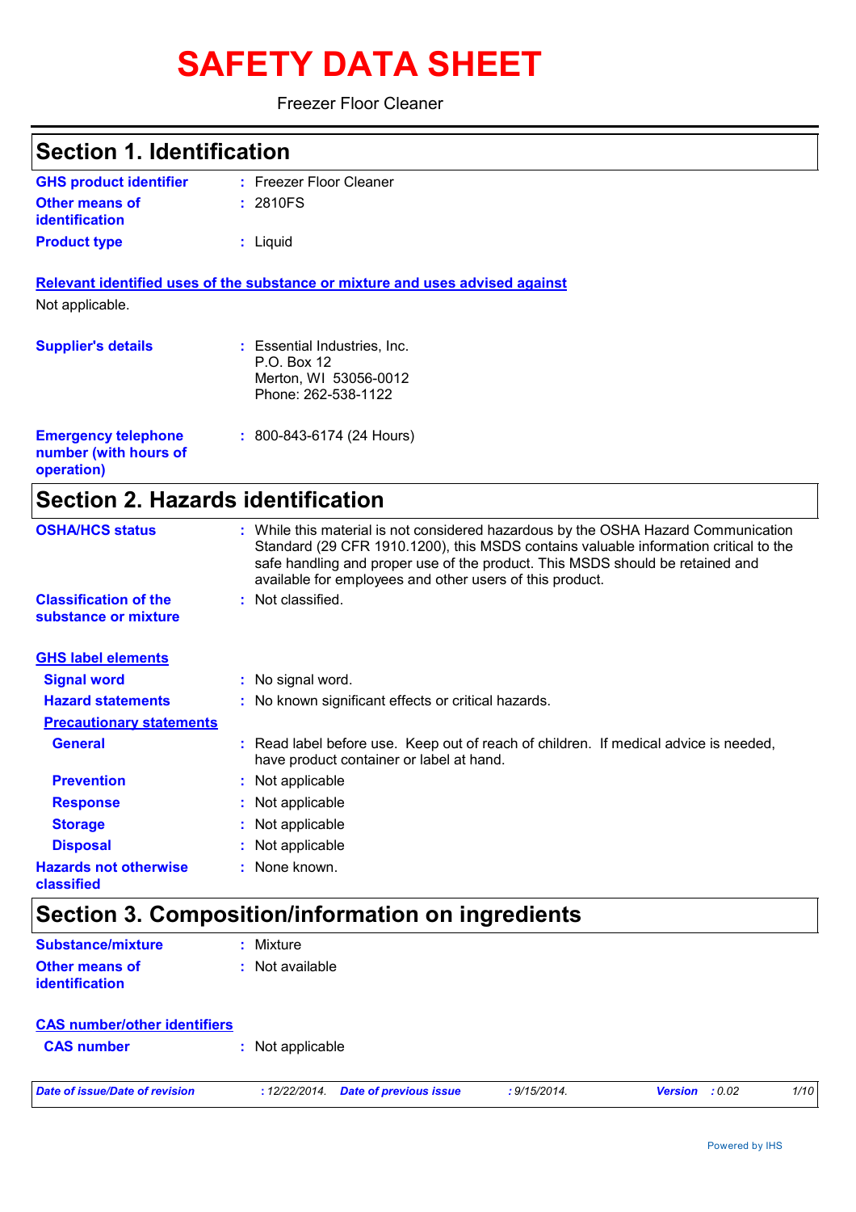# SAFETY DATA SHEET

Freezer Floor Cleaner

## Section 1. Identification

| | |
|---|---|
| **GHS product identifier** | : Freezer Floor Cleaner |
| **Other means of identification** | : 2810FS |
| **Product type** | : Liquid |

**Relevant identified uses of the substance or mixture and uses advised against**

Not applicable.

| | |
|---|---|
| **Supplier's details** | : Essential Industries, Inc.<br>P.O. Box 12<br>Merton, WI 53056-0012<br>Phone: 262-538-1122 |
| **Emergency telephone number (with hours of operation)** | : 800-843-6174 (24 Hours) |

## Section 2. Hazards identification

| | |
|---|---|
| **OSHA/HCS status** | : While this material is not considered hazardous by the OSHA Hazard Communication Standard (29 CFR 1910.1200), this MSDS contains valuable information critical to the safe handling and proper use of the product. This MSDS should be retained and available for employees and other users of this product. |
| **Classification of the substance or mixture** | : Not classified. |

**GHS label elements**

| | |
|---|---|
| **Signal word** | : No signal word. |
| **Hazard statements** | : No known significant effects or critical hazards. |

**Precautionary statements**

| | |
|---|---|
| **General** | : Read label before use. Keep out of reach of children. If medical advice is needed, have product container or label at hand. |
| **Prevention** | : Not applicable |
| **Response** | : Not applicable |
| **Storage** | : Not applicable |
| **Disposal** | : Not applicable |
| **Hazards not otherwise classified** | : None known. |

## Section 3. Composition/information on ingredients

| | |
|---|---|
| **Substance/mixture** | : Mixture |
| **Other means of identification** | : Not available |

**CAS number/other identifiers**

| | |
|---|---|
| **CAS number** | : Not applicable |

*Date of issue/Date of revision* : 12/22/2014. *Date of previous issue* : 9/15/2014. *Version* : 0.02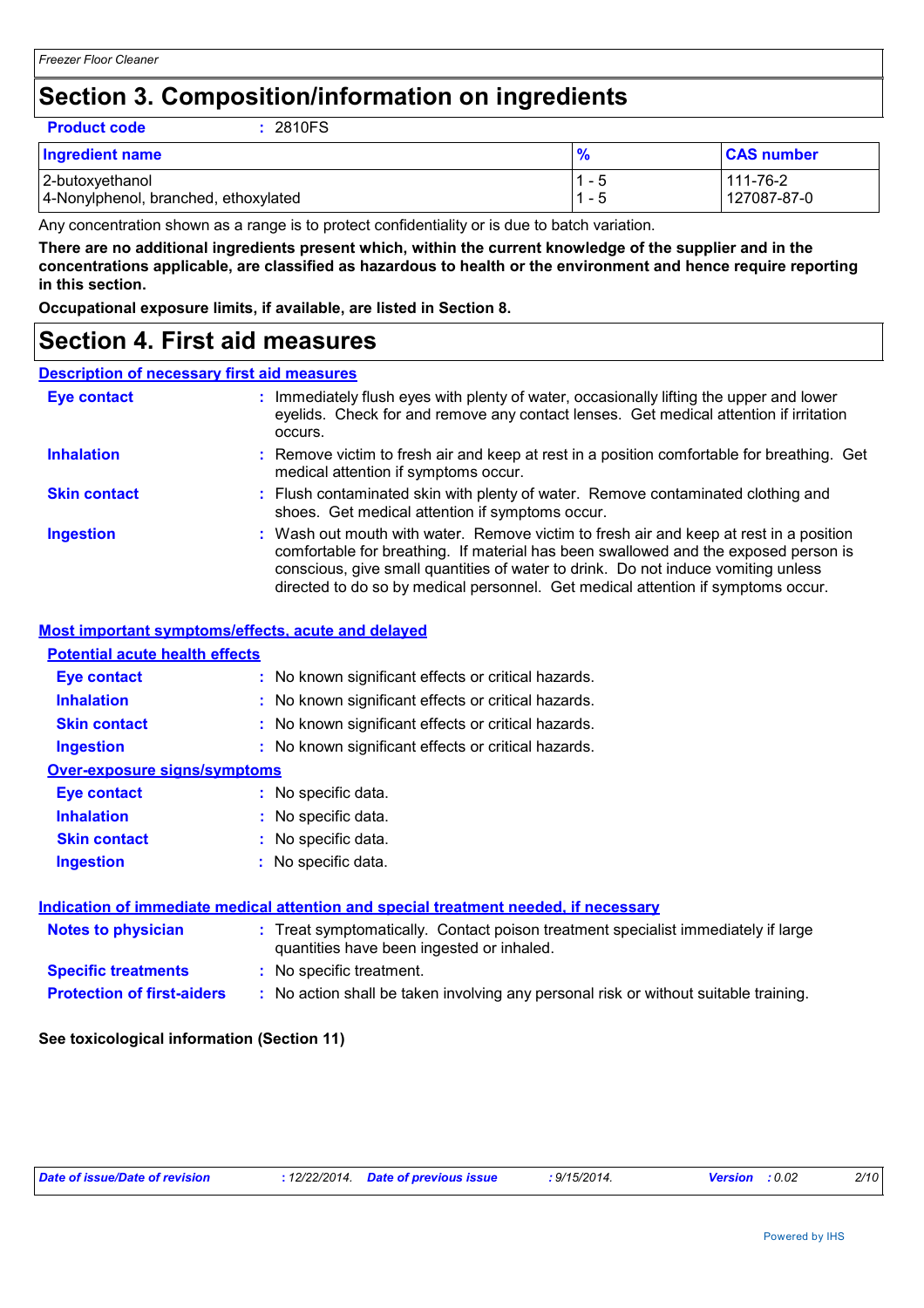# Section 3. Composition/information on ingredients

**Product code** : 2810FS

| Ingredient name | % | CAS number |
|---|---|---|
| 2-butoxyethanol | 1 - 5 | 111-76-2 |
| 4-Nonylphenol, branched, ethoxylated | 1 - 5 | 127087-87-0 |

Any concentration shown as a range is to protect confidentiality or is due to batch variation.

**There are no additional ingredients present which, within the current knowledge of the supplier and in the concentrations applicable, are classified as hazardous to health or the environment and hence require reporting in this section.**

**Occupational exposure limits, if available, are listed in Section 8.**

# Section 4. First aid measures

## Description of necessary first aid measures

**Eye contact** : Immediately flush eyes with plenty of water, occasionally lifting the upper and lower eyelids. Check for and remove any contact lenses. Get medical attention if irritation occurs.

**Inhalation** : Remove victim to fresh air and keep at rest in a position comfortable for breathing. Get medical attention if symptoms occur.

**Skin contact** : Flush contaminated skin with plenty of water. Remove contaminated clothing and shoes. Get medical attention if symptoms occur.

**Ingestion** : Wash out mouth with water. Remove victim to fresh air and keep at rest in a position comfortable for breathing. If material has been swallowed and the exposed person is conscious, give small quantities of water to drink. Do not induce vomiting unless directed to do so by medical personnel. Get medical attention if symptoms occur.

## Most important symptoms/effects, acute and delayed

### Potential acute health effects

**Eye contact** : No known significant effects or critical hazards.

**Inhalation** : No known significant effects or critical hazards.

**Skin contact** : No known significant effects or critical hazards.

**Ingestion** : No known significant effects or critical hazards.

### Over-exposure signs/symptoms

**Eye contact** : No specific data.

**Inhalation** : No specific data.

**Skin contact** : No specific data.

**Ingestion** : No specific data.

## Indication of immediate medical attention and special treatment needed, if necessary

**Notes to physician** : Treat symptomatically. Contact poison treatment specialist immediately if large quantities have been ingested or inhaled.

**Specific treatments** : No specific treatment.

**Protection of first-aiders** : No action shall be taken involving any personal risk or without suitable training.

**See toxicological information (Section 11)**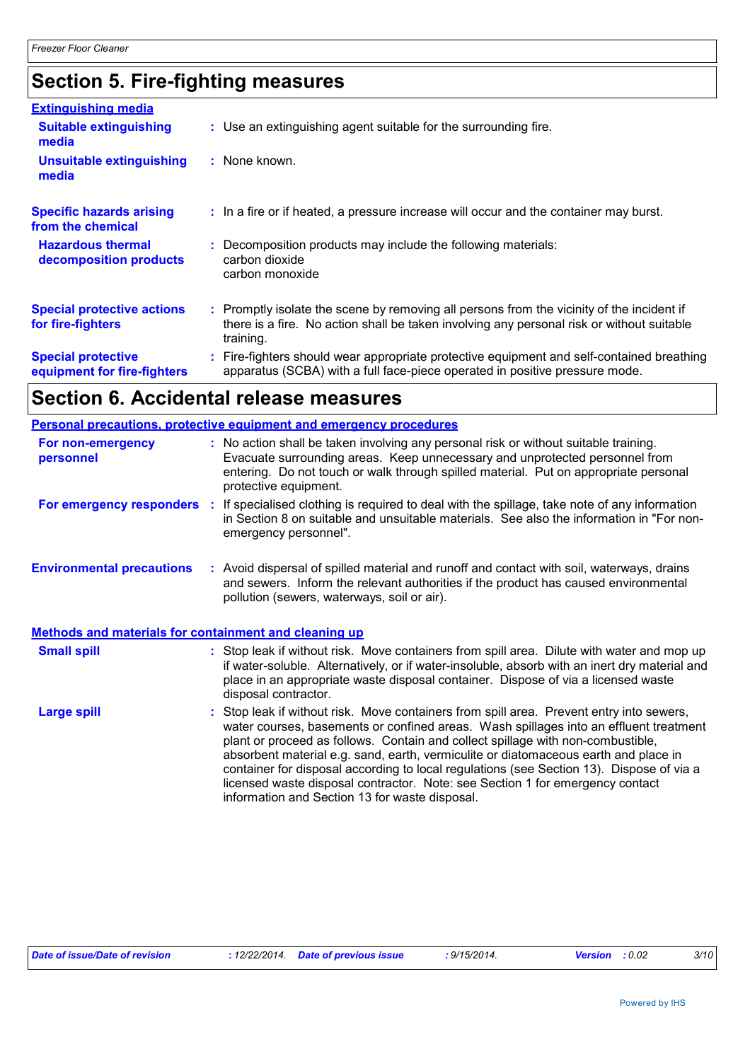# Section 5. Fire-fighting measures

### Extinguishing media

**Suitable extinguishing media** : Use an extinguishing agent suitable for the surrounding fire.

**Unsuitable extinguishing media** : None known.

**Specific hazards arising from the chemical** : In a fire or if heated, a pressure increase will occur and the container may burst.

**Hazardous thermal decomposition products** : Decomposition products may include the following materials:
carbon dioxide
carbon monoxide

**Special protective actions for fire-fighters** : Promptly isolate the scene by removing all persons from the vicinity of the incident if there is a fire. No action shall be taken involving any personal risk or without suitable training.

**Special protective equipment for fire-fighters** : Fire-fighters should wear appropriate protective equipment and self-contained breathing apparatus (SCBA) with a full face-piece operated in positive pressure mode.

# Section 6. Accidental release measures

### Personal precautions, protective equipment and emergency procedures

**For non-emergency personnel** : No action shall be taken involving any personal risk or without suitable training. Evacuate surrounding areas. Keep unnecessary and unprotected personnel from entering. Do not touch or walk through spilled material. Put on appropriate personal protective equipment.

**For emergency responders** : If specialised clothing is required to deal with the spillage, take note of any information in Section 8 on suitable and unsuitable materials. See also the information in "For non-emergency personnel".

**Environmental precautions** : Avoid dispersal of spilled material and runoff and contact with soil, waterways, drains and sewers. Inform the relevant authorities if the product has caused environmental pollution (sewers, waterways, soil or air).

### Methods and materials for containment and cleaning up

**Small spill** : Stop leak if without risk. Move containers from spill area. Dilute with water and mop up if water-soluble. Alternatively, or if water-insoluble, absorb with an inert dry material and place in an appropriate waste disposal container. Dispose of via a licensed waste disposal contractor.

**Large spill** : Stop leak if without risk. Move containers from spill area. Prevent entry into sewers, water courses, basements or confined areas. Wash spillages into an effluent treatment plant or proceed as follows. Contain and collect spillage with non-combustible, absorbent material e.g. sand, earth, vermiculite or diatomaceous earth and place in container for disposal according to local regulations (see Section 13). Dispose of via a licensed waste disposal contractor. Note: see Section 1 for emergency contact information and Section 13 for waste disposal.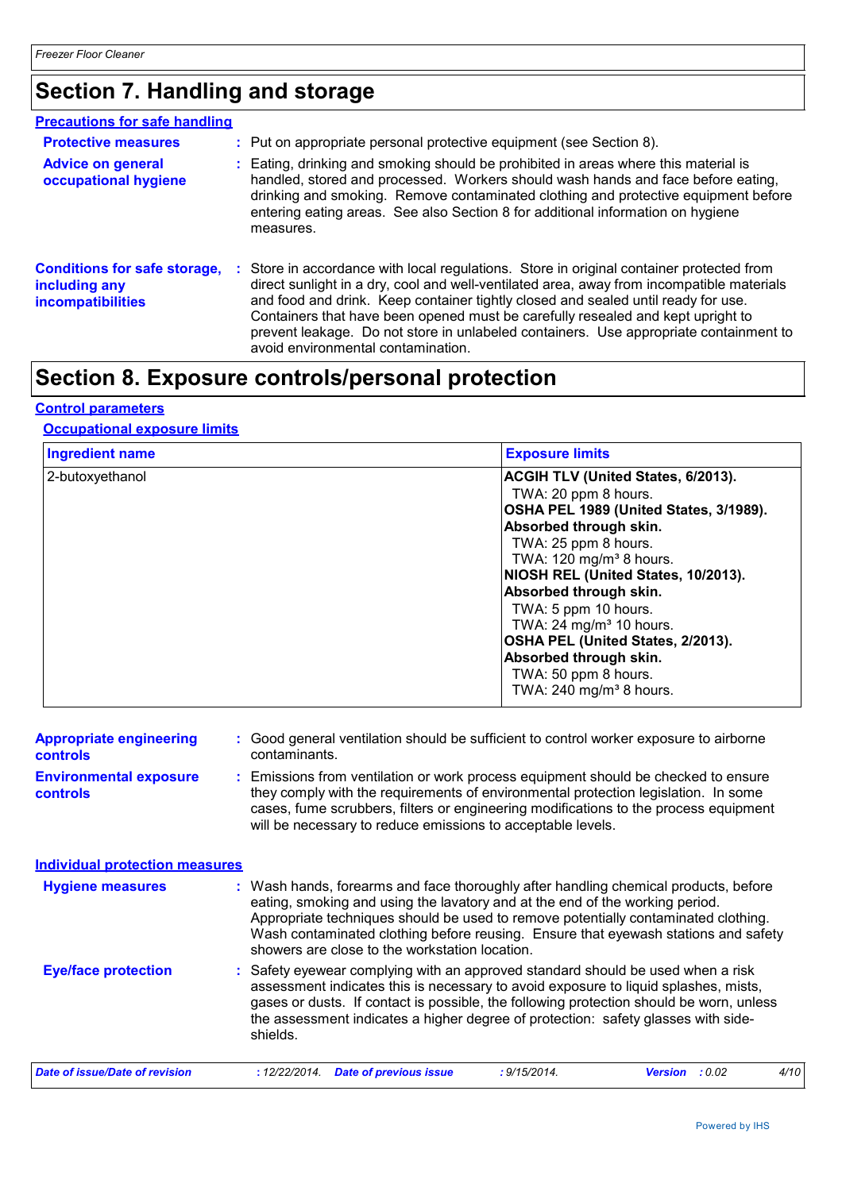# Section 7. Handling and storage

## Precautions for safe handling

**Protective measures** : Put on appropriate personal protective equipment (see Section 8).

**Advice on general occupational hygiene** : Eating, drinking and smoking should be prohibited in areas where this material is handled, stored and processed. Workers should wash hands and face before eating, drinking and smoking. Remove contaminated clothing and protective equipment before entering eating areas. See also Section 8 for additional information on hygiene measures.

**Conditions for safe storage, including any incompatibilities** : Store in accordance with local regulations. Store in original container protected from direct sunlight in a dry, cool and well-ventilated area, away from incompatible materials and food and drink. Keep container tightly closed and sealed until ready for use. Containers that have been opened must be carefully resealed and kept upright to prevent leakage. Do not store in unlabeled containers. Use appropriate containment to avoid environmental contamination.

# Section 8. Exposure controls/personal protection

## Control parameters

### Occupational exposure limits

| Ingredient name | Exposure limits |
|---|---|
| 2-butoxyethanol | **ACGIH TLV (United States, 6/2013).**<br>TWA: 20 ppm 8 hours.<br>**OSHA PEL 1989 (United States, 3/1989).**<br>**Absorbed through skin.**<br>TWA: 25 ppm 8 hours.<br>TWA: 120 mg/m³ 8 hours.<br>**NIOSH REL (United States, 10/2013).**<br>**Absorbed through skin.**<br>TWA: 5 ppm 10 hours.<br>TWA: 24 mg/m³ 10 hours.<br>**OSHA PEL (United States, 2/2013).**<br>**Absorbed through skin.**<br>TWA: 50 ppm 8 hours.<br>TWA: 240 mg/m³ 8 hours. |

**Appropriate engineering controls** : Good general ventilation should be sufficient to control worker exposure to airborne contaminants.

**Environmental exposure controls** : Emissions from ventilation or work process equipment should be checked to ensure they comply with the requirements of environmental protection legislation. In some cases, fume scrubbers, filters or engineering modifications to the process equipment will be necessary to reduce emissions to acceptable levels.

## Individual protection measures

**Hygiene measures** : Wash hands, forearms and face thoroughly after handling chemical products, before eating, smoking and using the lavatory and at the end of the working period. Appropriate techniques should be used to remove potentially contaminated clothing. Wash contaminated clothing before reusing. Ensure that eyewash stations and safety showers are close to the workstation location.

**Eye/face protection** : Safety eyewear complying with an approved standard should be used when a risk assessment indicates this is necessary to avoid exposure to liquid splashes, mists, gases or dusts. If contact is possible, the following protection should be worn, unless the assessment indicates a higher degree of protection: safety glasses with side-shields.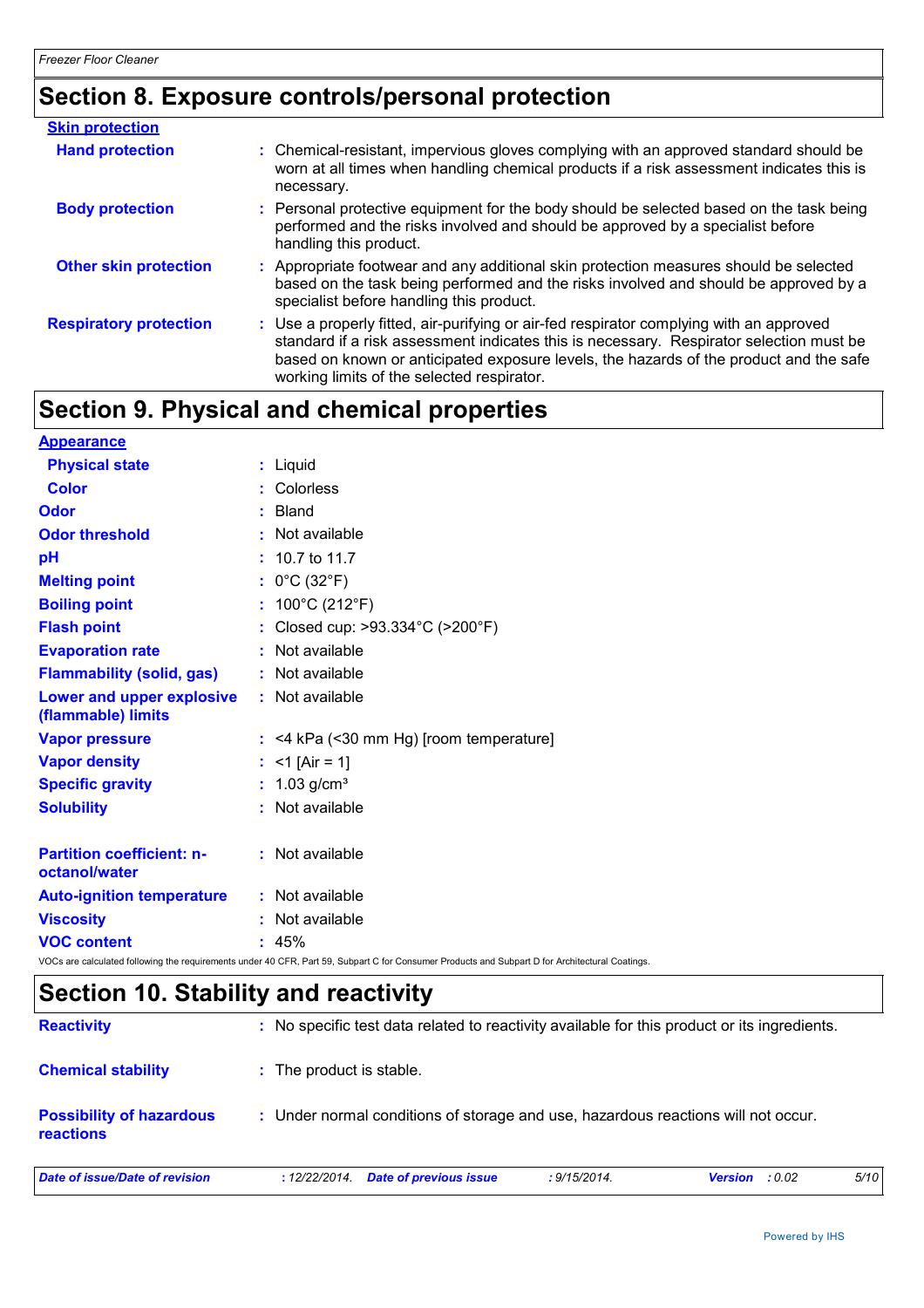## Section 8. Exposure controls/personal protection

**Skin protection**

| | |
|---|---|
| **Hand protection** | : Chemical-resistant, impervious gloves complying with an approved standard should be worn at all times when handling chemical products if a risk assessment indicates this is necessary. |
| **Body protection** | : Personal protective equipment for the body should be selected based on the task being performed and the risks involved and should be approved by a specialist before handling this product. |
| **Other skin protection** | : Appropriate footwear and any additional skin protection measures should be selected based on the task being performed and the risks involved and should be approved by a specialist before handling this product. |
| **Respiratory protection** | : Use a properly fitted, air-purifying or air-fed respirator complying with an approved standard if a risk assessment indicates this is necessary. Respirator selection must be based on known or anticipated exposure levels, the hazards of the product and the safe working limits of the selected respirator. |

## Section 9. Physical and chemical properties

**Appearance**

| | |
|---|---|
| **Physical state** | : Liquid |
| **Color** | : Colorless |
| **Odor** | : Bland |
| **Odor threshold** | : Not available |
| **pH** | : 10.7 to 11.7 |
| **Melting point** | : 0°C (32°F) |
| **Boiling point** | : 100°C (212°F) |
| **Flash point** | : Closed cup: >93.334°C (>200°F) |
| **Evaporation rate** | : Not available |
| **Flammability (solid, gas)** | : Not available |
| **Lower and upper explosive (flammable) limits** | : Not available |
| **Vapor pressure** | : <4 kPa (<30 mm Hg) [room temperature] |
| **Vapor density** | : <1 [Air = 1] |
| **Specific gravity** | : 1.03 g/cm³ |
| **Solubility** | : Not available |
| **Partition coefficient: n-octanol/water** | : Not available |
| **Auto-ignition temperature** | : Not available |
| **Viscosity** | : Not available |
| **VOC content** | : 45% |

VOCs are calculated following the requirements under 40 CFR, Part 59, Subpart C for Consumer Products and Subpart D for Architectural Coatings.

## Section 10. Stability and reactivity

| | |
|---|---|
| **Reactivity** | : No specific test data related to reactivity available for this product or its ingredients. |
| **Chemical stability** | : The product is stable. |
| **Possibility of hazardous reactions** | : Under normal conditions of storage and use, hazardous reactions will not occur. |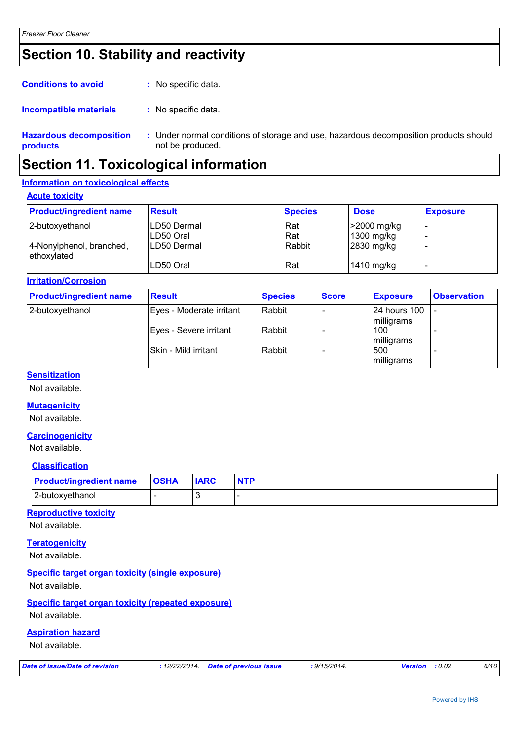# Section 10. Stability and reactivity

**Conditions to avoid** : No specific data.

**Incompatible materials** : No specific data.

**Hazardous decomposition products** : Under normal conditions of storage and use, hazardous decomposition products should not be produced.

# Section 11. Toxicological information

## Information on toxicological effects

### Acute toxicity

| Product/ingredient name | Result | Species | Dose | Exposure |
|---|---|---|---|---|
| 2-butoxyethanol | LD50 Dermal | Rat | >2000 mg/kg | - |
| | LD50 Oral | Rat | 1300 mg/kg | - |
| 4-Nonylphenol, branched, ethoxylated | LD50 Dermal | Rabbit | 2830 mg/kg | - |
| | LD50 Oral | Rat | 1410 mg/kg | - |

### Irritation/Corrosion

| Product/ingredient name | Result | Species | Score | Exposure | Observation |
|---|---|---|---|---|---|
| 2-butoxyethanol | Eyes - Moderate irritant | Rabbit | - | 24 hours 100 milligrams | - |
| | Eyes - Severe irritant | Rabbit | - | 100 milligrams | - |
| | Skin - Mild irritant | Rabbit | - | 500 milligrams | - |

### Sensitization

Not available.

### Mutagenicity

Not available.

### Carcinogenicity

Not available.

#### Classification

| Product/ingredient name | OSHA | IARC | NTP |
|---|---|---|---|
| 2-butoxyethanol | - | 3 | - |

### Reproductive toxicity

Not available.

### Teratogenicity

Not available.

### Specific target organ toxicity (single exposure)

Not available.

### Specific target organ toxicity (repeated exposure)

Not available.

### Aspiration hazard

Not available.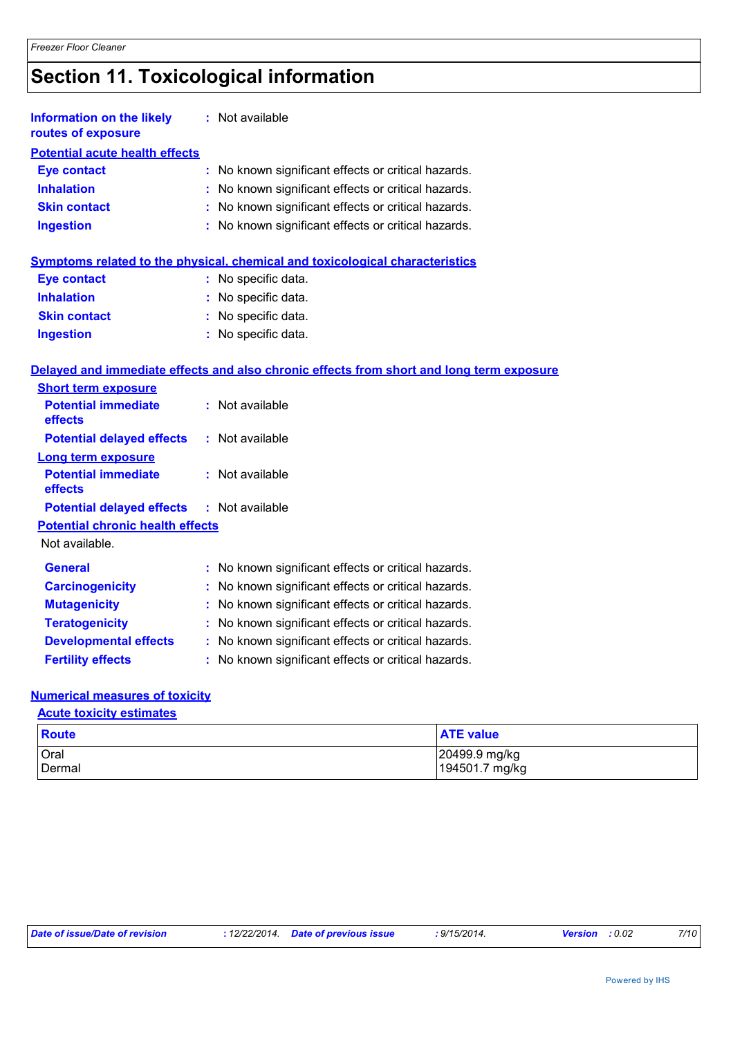# Section 11. Toxicological information

**Information on the likely routes of exposure** : Not available

**Potential acute health effects**

**Eye contact** : No known significant effects or critical hazards.
**Inhalation** : No known significant effects or critical hazards.
**Skin contact** : No known significant effects or critical hazards.
**Ingestion** : No known significant effects or critical hazards.

**Symptoms related to the physical, chemical and toxicological characteristics**

**Eye contact** : No specific data.
**Inhalation** : No specific data.
**Skin contact** : No specific data.
**Ingestion** : No specific data.

**Delayed and immediate effects and also chronic effects from short and long term exposure**

**Short term exposure**

**Potential immediate effects** : Not available
**Potential delayed effects** : Not available

**Long term exposure**

**Potential immediate effects** : Not available
**Potential delayed effects** : Not available

**Potential chronic health effects**

Not available.

**General** : No known significant effects or critical hazards.
**Carcinogenicity** : No known significant effects or critical hazards.
**Mutagenicity** : No known significant effects or critical hazards.
**Teratogenicity** : No known significant effects or critical hazards.
**Developmental effects** : No known significant effects or critical hazards.
**Fertility effects** : No known significant effects or critical hazards.

**Numerical measures of toxicity**

**Acute toxicity estimates**

| Route | ATE value |
|---|---|
| Oral | 20499.9 mg/kg |
| Dermal | 194501.7 mg/kg |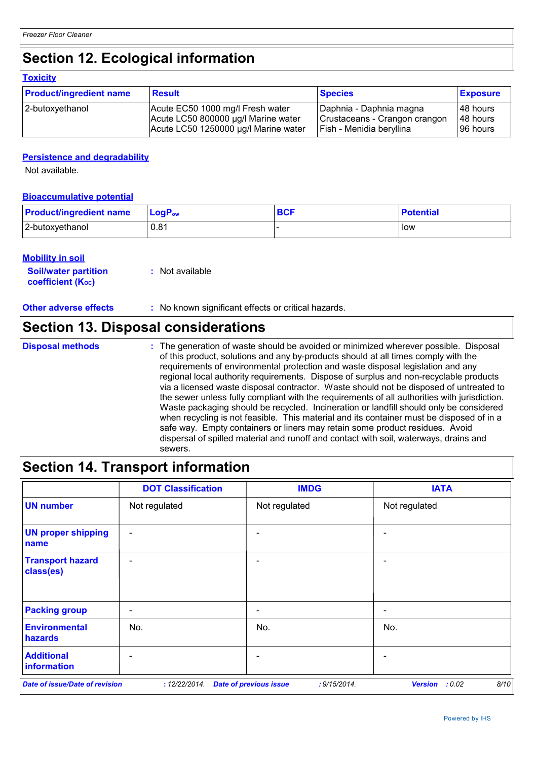## Section 12. Ecological information

### Toxicity

| Product/ingredient name | Result | Species | Exposure |
| --- | --- | --- | --- |
| 2-butoxyethanol | Acute EC50 1000 mg/l Fresh water<br>Acute LC50 800000 µg/l Marine water<br>Acute LC50 1250000 µg/l Marine water | Daphnia - Daphnia magna<br>Crustaceans - Crangon crangon<br>Fish - Menidia beryllina | 48 hours<br>48 hours<br>96 hours |

### Persistence and degradability

Not available.

### Bioaccumulative potential

| Product/ingredient name | $LogP_{ow}$ | BCF | Potential |
| --- | --- | --- | --- |
| 2-butoxyethanol | 0.81 | - | low |

### Mobility in soil

**Soil/water partition coefficient ($K_{OC}$)** : Not available

**Other adverse effects** : No known significant effects or critical hazards.

## Section 13. Disposal considerations

**Disposal methods** : The generation of waste should be avoided or minimized wherever possible. Disposal of this product, solutions and any by-products should at all times comply with the requirements of environmental protection and waste disposal legislation and any regional local authority requirements. Dispose of surplus and non-recyclable products via a licensed waste disposal contractor. Waste should not be disposed of untreated to the sewer unless fully compliant with the requirements of all authorities with jurisdiction. Waste packaging should be recycled. Incineration or landfill should only be considered when recycling is not feasible. This material and its container must be disposed of in a safe way. Empty containers or liners may retain some product residues. Avoid dispersal of spilled material and runoff and contact with soil, waterways, drains and sewers.

## Section 14. Transport information

| | DOT Classification | IMDG | IATA |
| --- | --- | --- | --- |
| UN number | Not regulated | Not regulated | Not regulated |
| UN proper shipping name | - | - | - |
| Transport hazard class(es) | - | - | - |
| Packing group | - | - | - |
| Environmental hazards | No. | No. | No. |
| Additional information | - | - | - |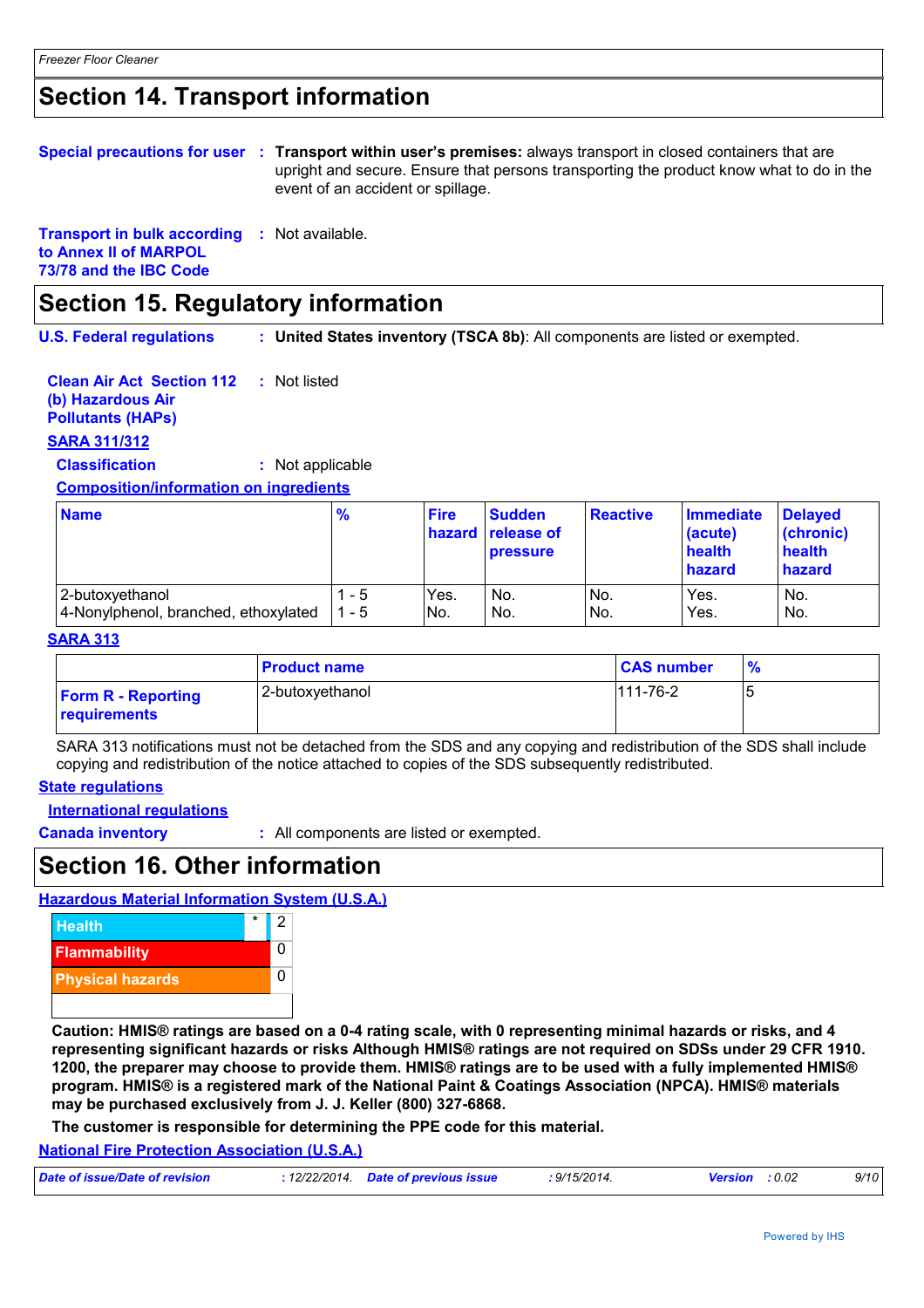## Section 14. Transport information

**Special precautions for user** : **Transport within user's premises:** always transport in closed containers that are upright and secure. Ensure that persons transporting the product know what to do in the event of an accident or spillage.

**Transport in bulk according to Annex II of MARPOL 73/78 and the IBC Code** : Not available.

## Section 15. Regulatory information

**U.S. Federal regulations** : **United States inventory (TSCA 8b)**: All components are listed or exempted.

**Clean Air Act Section 112 (b) Hazardous Air Pollutants (HAPs)** : Not listed

**SARA 311/312**

**Classification** : Not applicable

**Composition/information on ingredients**

| Name | % | Fire hazard | Sudden release of pressure | Reactive | Immediate (acute) health hazard | Delayed (chronic) health hazard |
|---|---|---|---|---|---|---|
| 2-butoxyethanol | 1 - 5 | Yes. | No. | No. | Yes. | No. |
| 4-Nonylphenol, branched, ethoxylated | 1 - 5 | No. | No. | No. | Yes. | No. |

**SARA 313**

| | Product name | CAS number | % |
|---|---|---|---|
| **Form R - Reporting requirements** | 2-butoxyethanol | 111-76-2 | 5 |

SARA 313 notifications must not be detached from the SDS and any copying and redistribution of the SDS shall include copying and redistribution of the notice attached to copies of the SDS subsequently redistributed.

**State regulations**

**International regulations**

**Canada inventory** : All components are listed or exempted.

## Section 16. Other information

**Hazardous Material Information System (U.S.A.)**

| | | |
|---|---|---|
| Health | * | 2 |
| Flammability | | 0 |
| Physical hazards | | 0 |

**Caution: HMIS® ratings are based on a 0-4 rating scale, with 0 representing minimal hazards or risks, and 4 representing significant hazards or risks Although HMIS® ratings are not required on SDSs under 29 CFR 1910. 1200, the preparer may choose to provide them. HMIS® ratings are to be used with a fully implemented HMIS® program. HMIS® is a registered mark of the National Paint & Coatings Association (NPCA). HMIS® materials may be purchased exclusively from J. J. Keller (800) 327-6868.**

**The customer is responsible for determining the PPE code for this material.**

**National Fire Protection Association (U.S.A.)**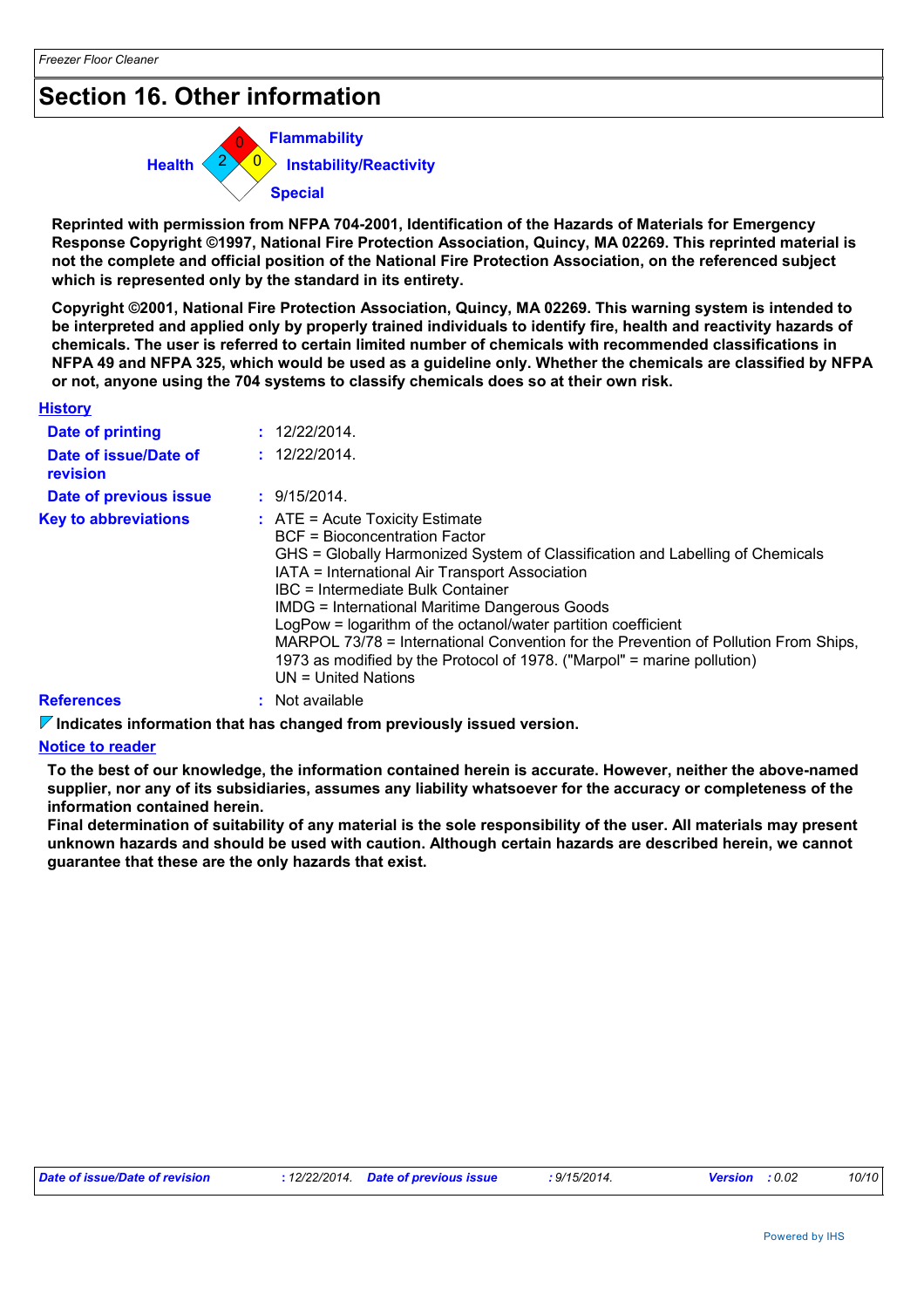# Section 16. Other information

Flammability: 0
Health: 2
Instability/Reactivity: 0
Special

**Reprinted with permission from NFPA 704-2001, Identification of the Hazards of Materials for Emergency Response Copyright ©1997, National Fire Protection Association, Quincy, MA 02269. This reprinted material is not the complete and official position of the National Fire Protection Association, on the referenced subject which is represented only by the standard in its entirety.**

**Copyright ©2001, National Fire Protection Association, Quincy, MA 02269. This warning system is intended to be interpreted and applied only by properly trained individuals to identify fire, health and reactivity hazards of chemicals. The user is referred to certain limited number of chemicals with recommended classifications in NFPA 49 and NFPA 325, which would be used as a guideline only. Whether the chemicals are classified by NFPA or not, anyone using the 704 systems to classify chemicals does so at their own risk.**

## History

**Date of printing** : 12/22/2014.

**Date of issue/Date of revision** : 12/22/2014.

**Date of previous issue** : 9/15/2014.

**Key to abbreviations** :
ATE = Acute Toxicity Estimate
BCF = Bioconcentration Factor
GHS = Globally Harmonized System of Classification and Labelling of Chemicals
IATA = International Air Transport Association
IBC = Intermediate Bulk Container
IMDG = International Maritime Dangerous Goods
LogPow = logarithm of the octanol/water partition coefficient
MARPOL 73/78 = International Convention for the Prevention of Pollution From Ships, 1973 as modified by the Protocol of 1978. ("Marpol" = marine pollution)
UN = United Nations

**References** : Not available

**Indicates information that has changed from previously issued version.**

## Notice to reader

**To the best of our knowledge, the information contained herein is accurate. However, neither the above-named supplier, nor any of its subsidiaries, assumes any liability whatsoever for the accuracy or completeness of the information contained herein.**
**Final determination of suitability of any material is the sole responsibility of the user. All materials may present unknown hazards and should be used with caution. Although certain hazards are described herein, we cannot guarantee that these are the only hazards that exist.**